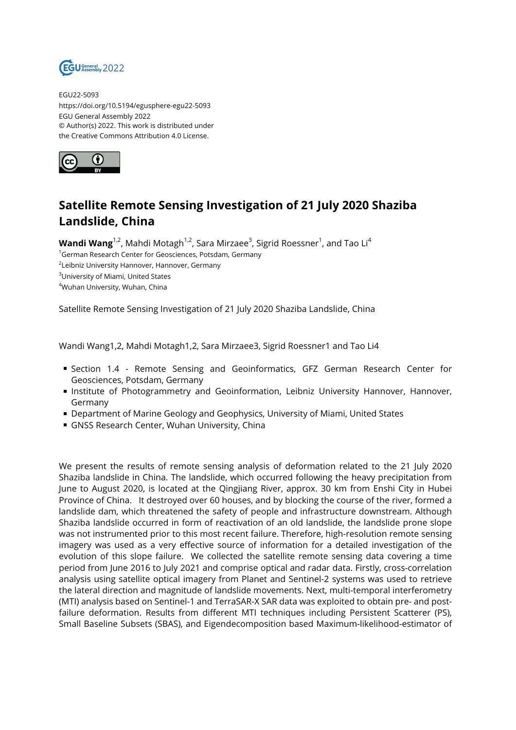EGU22-5093
https://doi.org/10.5194/egusphere-egu22-5093
EGU General Assembly 2022
© Author(s) 2022. This work is distributed under
the Creative Commons Attribution 4.0 License.

# Satellite Remote Sensing Investigation of 21 July 2020 Shaziba Landslide, China

**Wandi Wang**[1,2], Mahdi Motagh[1,2], Sara Mirzaee[3], Sigrid Roessner[1], and Tao Li[4]

[1]German Research Center for Geosciences, Potsdam, Germany
[2]Leibniz University Hannover, Hannover, Germany
[3]University of Miami, United States
[4]Wuhan University, Wuhan, China

Satellite Remote Sensing Investigation of 21 July 2020 Shaziba Landslide, China

Wandi Wang1,2, Mahdi Motagh1,2, Sara Mirzaee3, Sigrid Roessner1 and Tao Li4

- Section 1.4 - Remote Sensing and Geoinformatics, GFZ German Research Center for Geosciences, Potsdam, Germany
- Institute of Photogrammetry and Geoinformation, Leibniz University Hannover, Hannover, Germany
- Department of Marine Geology and Geophysics, University of Miami, United States
- GNSS Research Center, Wuhan University, China

We present the results of remote sensing analysis of deformation related to the 21 July 2020 Shaziba landslide in China. The landslide, which occurred following the heavy precipitation from June to August 2020, is located at the Qingjiang River, approx. 30 km from Enshi City in Hubei Province of China. It destroyed over 60 houses, and by blocking the course of the river, formed a landslide dam, which threatened the safety of people and infrastructure downstream. Although Shaziba landslide occurred in form of reactivation of an old landslide, the landslide prone slope was not instrumented prior to this most recent failure. Therefore, high-resolution remote sensing imagery was used as a very effective source of information for a detailed investigation of the evolution of this slope failure. We collected the satellite remote sensing data covering a time period from June 2016 to July 2021 and comprise optical and radar data. Firstly, cross-correlation analysis using satellite optical imagery from Planet and Sentinel-2 systems was used to retrieve the lateral direction and magnitude of landslide movements. Next, multi-temporal interferometry (MTI) analysis based on Sentinel-1 and TerraSAR-X SAR data was exploited to obtain pre- and post-failure deformation. Results from different MTI techniques including Persistent Scatterer (PS), Small Baseline Subsets (SBAS), and Eigendecomposition based Maximum-likelihood-estimator of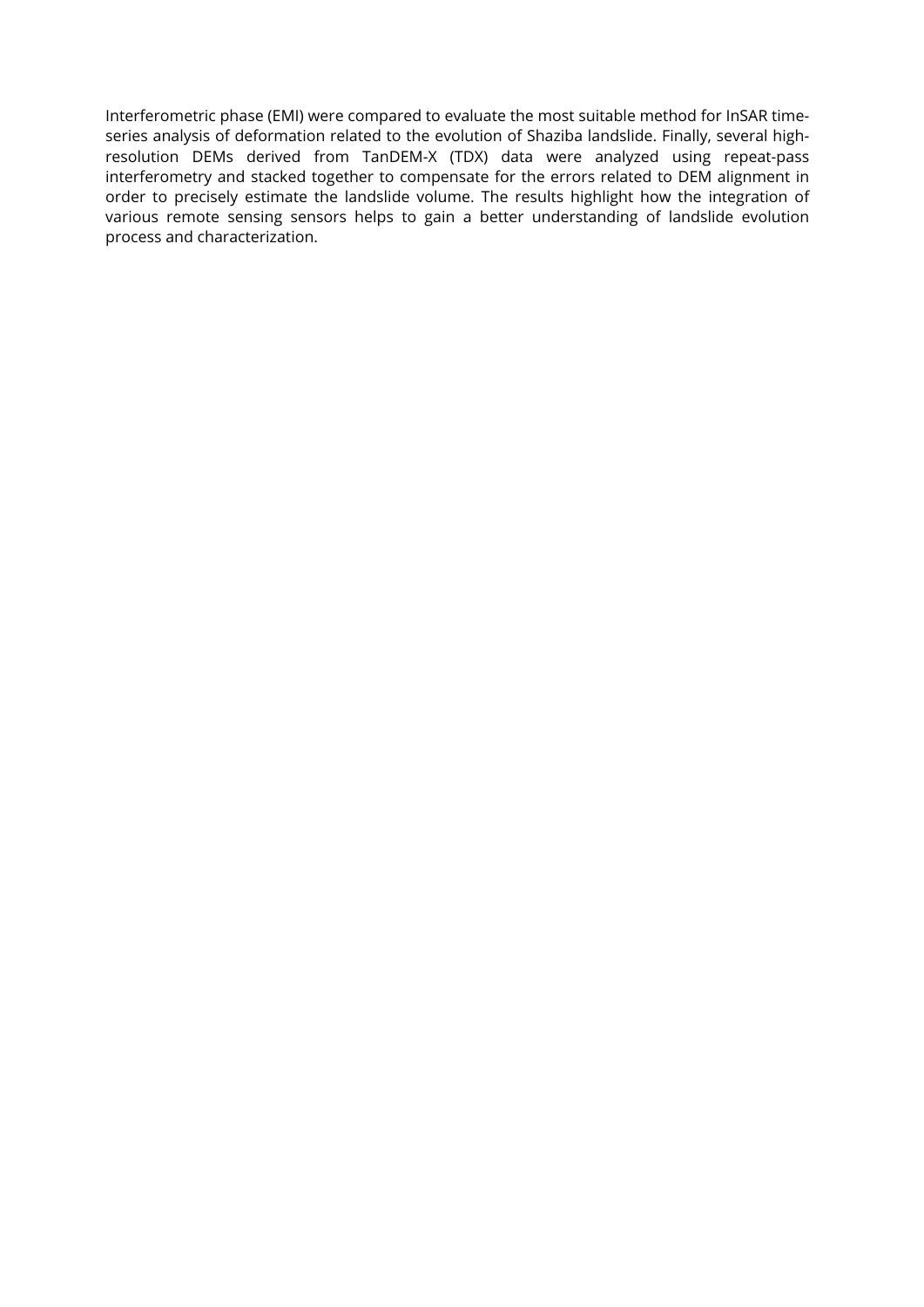Interferometric phase (EMI) were compared to evaluate the most suitable method for InSAR time-series analysis of deformation related to the evolution of Shaziba landslide. Finally, several high-resolution DEMs derived from TanDEM-X (TDX) data were analyzed using repeat-pass interferometry and stacked together to compensate for the errors related to DEM alignment in order to precisely estimate the landslide volume. The results highlight how the integration of various remote sensing sensors helps to gain a better understanding of landslide evolution process and characterization.